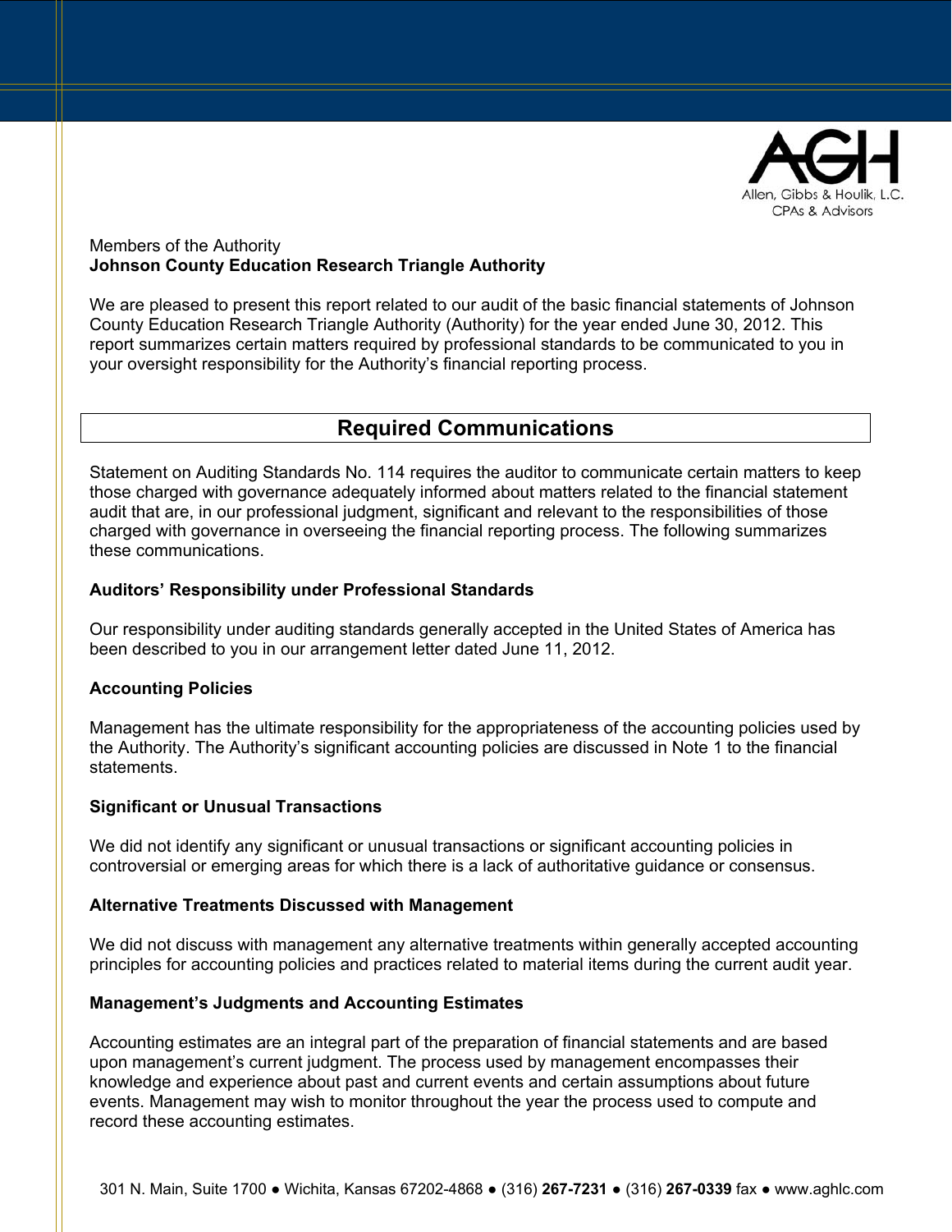Allen, Gibbs & Houlik, L.C.
CPAs & Advisors

Members of the Authority
**Johnson County Education Research Triangle Authority**

We are pleased to present this report related to our audit of the basic financial statements of Johnson County Education Research Triangle Authority (Authority) for the year ended June 30, 2012. This report summarizes certain matters required by professional standards to be communicated to you in your oversight responsibility for the Authority's financial reporting process.

## Required Communications

Statement on Auditing Standards No. 114 requires the auditor to communicate certain matters to keep those charged with governance adequately informed about matters related to the financial statement audit that are, in our professional judgment, significant and relevant to the responsibilities of those charged with governance in overseeing the financial reporting process. The following summarizes these communications.

### Auditors' Responsibility under Professional Standards

Our responsibility under auditing standards generally accepted in the United States of America has been described to you in our arrangement letter dated June 11, 2012.

### Accounting Policies

Management has the ultimate responsibility for the appropriateness of the accounting policies used by the Authority. The Authority's significant accounting policies are discussed in Note 1 to the financial statements.

### Significant or Unusual Transactions

We did not identify any significant or unusual transactions or significant accounting policies in controversial or emerging areas for which there is a lack of authoritative guidance or consensus.

### Alternative Treatments Discussed with Management

We did not discuss with management any alternative treatments within generally accepted accounting principles for accounting policies and practices related to material items during the current audit year.

### Management's Judgments and Accounting Estimates

Accounting estimates are an integral part of the preparation of financial statements and are based upon management's current judgment. The process used by management encompasses their knowledge and experience about past and current events and certain assumptions about future events. Management may wish to monitor throughout the year the process used to compute and record these accounting estimates.

301 N. Main, Suite 1700 ● Wichita, Kansas 67202-4868 ● (316) **267-7231** ● (316) **267-0339** fax ● www.aghlc.com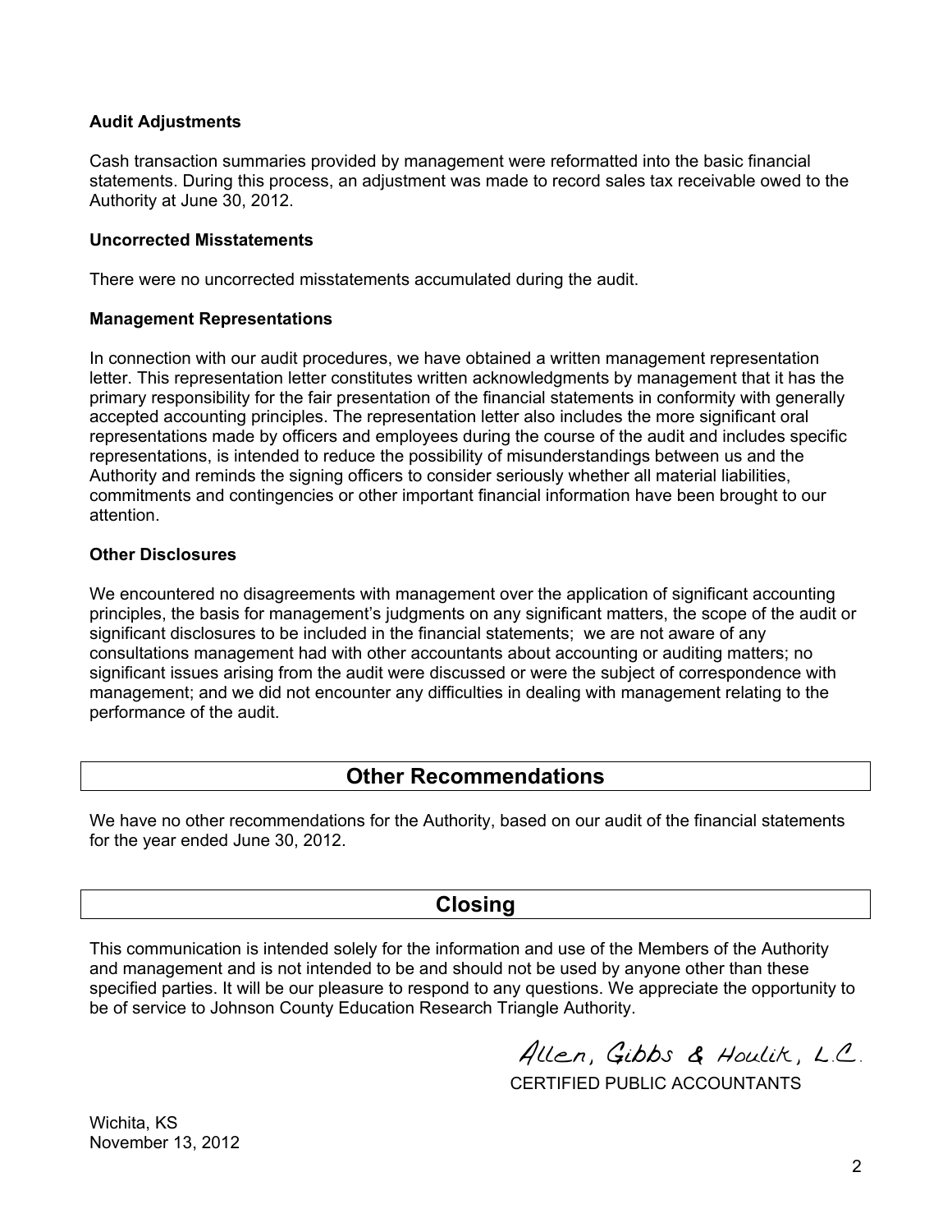### Audit Adjustments

Cash transaction summaries provided by management were reformatted into the basic financial statements. During this process, an adjustment was made to record sales tax receivable owed to the Authority at June 30, 2012.

### Uncorrected Misstatements

There were no uncorrected misstatements accumulated during the audit.

### Management Representations

In connection with our audit procedures, we have obtained a written management representation letter. This representation letter constitutes written acknowledgments by management that it has the primary responsibility for the fair presentation of the financial statements in conformity with generally accepted accounting principles. The representation letter also includes the more significant oral representations made by officers and employees during the course of the audit and includes specific representations, is intended to reduce the possibility of misunderstandings between us and the Authority and reminds the signing officers to consider seriously whether all material liabilities, commitments and contingencies or other important financial information have been brought to our attention.

### Other Disclosures

We encountered no disagreements with management over the application of significant accounting principles, the basis for management's judgments on any significant matters, the scope of the audit or significant disclosures to be included in the financial statements; we are not aware of any consultations management had with other accountants about accounting or auditing matters; no significant issues arising from the audit were discussed or were the subject of correspondence with management; and we did not encounter any difficulties in dealing with management relating to the performance of the audit.

## Other Recommendations

We have no other recommendations for the Authority, based on our audit of the financial statements for the year ended June 30, 2012.

## Closing

This communication is intended solely for the information and use of the Members of the Authority and management and is not intended to be and should not be used by anyone other than these specified parties. It will be our pleasure to respond to any questions. We appreciate the opportunity to be of service to Johnson County Education Research Triangle Authority.

Allen, Gibbs & Houlik, L.C.

CERTIFIED PUBLIC ACCOUNTANTS

Wichita, KS
November 13, 2012